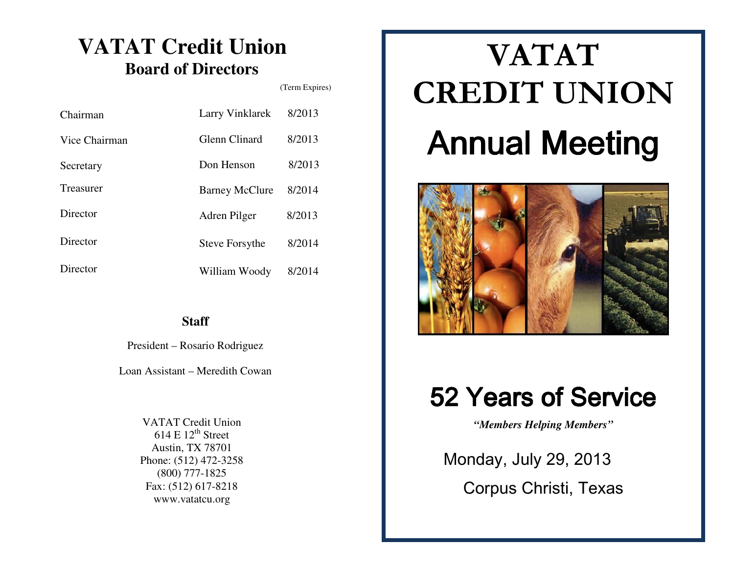# VATAT Credit Union
## Board of Directors

| | | (Term Expires) |
|---|---|---|
| Chairman | Larry Vinklarek | 8/2013 |
| Vice Chairman | Glenn Clinard | 8/2013 |
| Secretary | Don Henson | 8/2013 |
| Treasurer | Barney McClure | 8/2014 |
| Director | Adren Pilger | 8/2013 |
| Director | Steve Forsythe | 8/2014 |
| Director | William Woody | 8/2014 |

### Staff

President – Rosario Rodriguez

Loan Assistant – Meredith Cowan

VATAT Credit Union
614 E 12th Street
Austin, TX 78701
Phone: (512) 472-3258
(800) 777-1825
Fax: (512) 617-8218
www.vatatcu.org

# VATAT CREDIT UNION

# Annual Meeting

## 52 Years of Service

***"Members Helping Members"***

Monday, July 29, 2013

Corpus Christi, Texas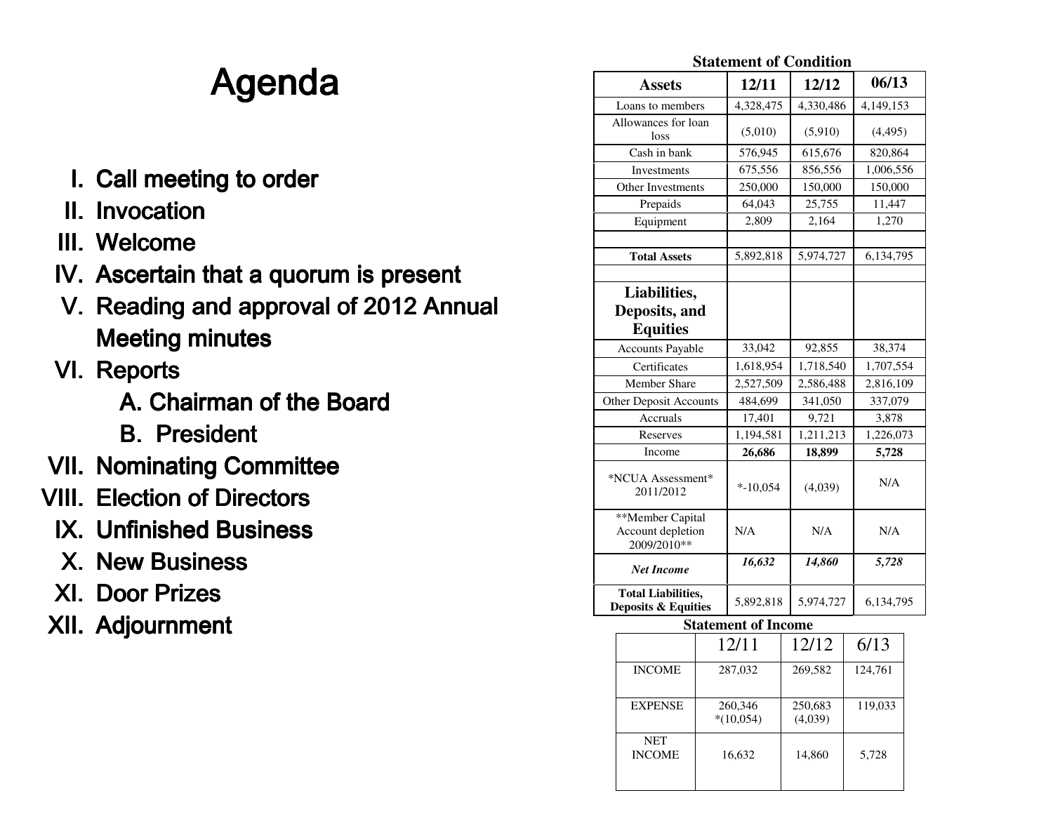# Agenda

I. Call meeting to order
II. Invocation
III. Welcome
IV. Ascertain that a quorum is present
V. Reading and approval of 2012 Annual Meeting minutes
VI. Reports
   A. Chairman of the Board
   B. President
VII. Nominating Committee
VIII. Election of Directors
IX. Unfinished Business
X. New Business
XI. Door Prizes
XII. Adjournment

**Statement of Condition**

| **Assets** | **12/11** | **12/12** | **06/13** |
|---|---|---|---|
| Loans to members | 4,328,475 | 4,330,486 | 4,149,153 |
| Allowances for loan loss | (5,010) | (5,910) | (4,495) |
| Cash in bank | 576,945 | 615,676 | 820,864 |
| Investments | 675,556 | 856,556 | 1,006,556 |
| Other Investments | 250,000 | 150,000 | 150,000 |
| Prepaids | 64,043 | 25,755 | 11,447 |
| Equipment | 2,809 | 2,164 | 1,270 |
| | | | |
| **Total Assets** | 5,892,818 | 5,974,727 | 6,134,795 |
| | | | |
| **Liabilities, Deposits, and Equities** | | | |
| Accounts Payable | 33,042 | 92,855 | 38,374 |
| Certificates | 1,618,954 | 1,718,540 | 1,707,554 |
| Member Share | 2,527,509 | 2,586,488 | 2,816,109 |
| Other Deposit Accounts | 484,699 | 341,050 | 337,079 |
| Accruals | 17,401 | 9,721 | 3,878 |
| Reserves | 1,194,581 | 1,211,213 | 1,226,073 |
| Income | **26,686** | **18,899** | **5,728** |
| *NCUA Assessment* 2011/2012 | *-10,054 | (4,039) | N/A |
| **Member Capital Account depletion 2009/2010** | N/A | N/A | N/A |
| ***Net Income*** | ***16,632*** | ***14,860*** | ***5,728*** |
| **Total Liabilities, Deposits & Equities** | 5,892,818 | 5,974,727 | 6,134,795 |

**Statement of Income**

| | 12/11 | 12/12 | 6/13 |
|---|---|---|---|
| INCOME | 287,032 | 269,582 | 124,761 |
| EXPENSE | 260,346 *(10,054) | 250,683 (4,039) | 119,033 |
| NET INCOME | 16,632 | 14,860 | 5,728 |